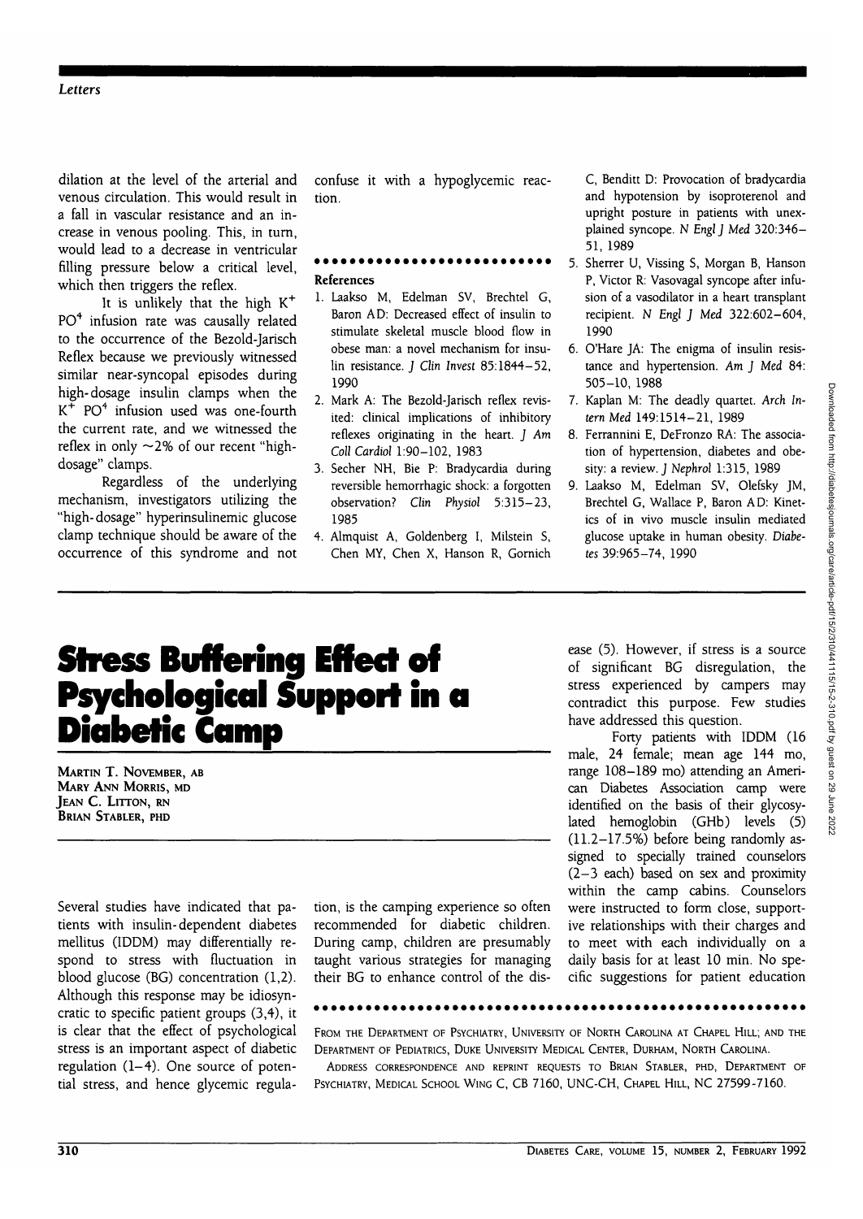dilation at the level of the arterial and venous circulation. This would result in a fall in vascular resistance and an increase in venous pooling. This, in turn, would lead to a decrease in ventricular filling pressure below a critical level, which then triggers the reflex.

It is unlikely that the high $K^+$ $PO^4$ infusion rate was causally related to the occurrence of the Bezold-Jarisch Reflex because we previously witnessed similar near-syncopal episodes during high-dosage insulin clamps when the $K^+$ $PO^4$ infusion used was one-fourth the current rate, and we witnessed the reflex in only ~2% of our recent "high-dosage" clamps.

Regardless of the underlying mechanism, investigators utilizing the "high-dosage" hyperinsulinemic glucose clamp technique should be aware of the occurrence of this syndrome and not confuse it with a hypoglycemic reaction.

## References

1. Laakso M, Edelman SV, Brechtel G, Baron AD: Decreased effect of insulin to stimulate skeletal muscle blood flow in obese man: a novel mechanism for insulin resistance. *J Clin Invest* 85:1844–52, 1990
2. Mark A: The Bezold-Jarisch reflex revisited: clinical implications of inhibitory reflexes originating in the heart. *J Am Coll Cardiol* 1:90–102, 1983
3. Secher NH, Bie P: Bradycardia during reversible hemorrhagic shock: a forgotten observation? *Clin Physiol* 5:315–23, 1985
4. Almquist A, Goldenberg I, Milstein S, Chen MY, Chen X, Hanson R, Gornich C, Benditt D: Provocation of bradycardia and hypotension by isoproterenol and upright posture in patients with unexplained syncope. *N Engl J Med* 320:346–51, 1989
5. Sherrer U, Vissing S, Morgan B, Hanson P, Victor R: Vasovagal syncope after infusion of a vasodilator in a heart transplant recipient. *N Engl J Med* 322:602–604, 1990
6. O'Hare JA: The enigma of insulin resistance and hypertension. *Am J Med* 84: 505–10, 1988
7. Kaplan M: The deadly quartet. *Arch Intern Med* 149:1514–21, 1989
8. Ferrannini E, DeFronzo RA: The association of hypertension, diabetes and obesity: a review. *J Nephrol* 1:315, 1989
9. Laakso M, Edelman SV, Olefsky JM, Brechtel G, Wallace P, Baron AD: Kinetics of in vivo muscle insulin mediated glucose uptake in human obesity. *Diabetes* 39:965–74, 1990

# Stress Buffering Effect of Psychological Support in a Diabetic Camp

MARTIN T. NOVEMBER, AB
MARY ANN MORRIS, MD
JEAN C. LITTON, RN
BRIAN STABLER, PHD

Several studies have indicated that patients with insulin-dependent diabetes mellitus (IDDM) may differentially respond to stress with fluctuation in blood glucose (BG) concentration (1,2). Although this response may be idiosyncratic to specific patient groups (3,4), it is clear that the effect of psychological stress is an important aspect of diabetic regulation (1–4). One source of potential stress, and hence glycemic regulation, is the camping experience so often recommended for diabetic children. During camp, children are presumably taught various strategies for managing their BG to enhance control of the disease (5). However, if stress is a source of significant BG disregulation, the stress experienced by campers may contradict this purpose. Few studies have addressed this question.

Forty patients with IDDM (16 male, 24 female; mean age 144 mo, range 108–189 mo) attending an American Diabetes Association camp were identified on the basis of their glycosylated hemoglobin (GHb) levels (5) (11.2–17.5%) before being randomly assigned to specially trained counselors (2–3 each) based on sex and proximity within the camp cabins. Counselors were instructed to form close, supportive relationships with their charges and to meet with each individually on a daily basis for at least 10 min. No specific suggestions for patient education

FROM THE DEPARTMENT OF PSYCHIATRY, UNIVERSITY OF NORTH CAROLINA AT CHAPEL HILL; AND THE DEPARTMENT OF PEDIATRICS, DUKE UNIVERSITY MEDICAL CENTER, DURHAM, NORTH CAROLINA.

ADDRESS CORRESPONDENCE AND REPRINT REQUESTS TO BRIAN STABLER, PHD, DEPARTMENT OF PSYCHIATRY, MEDICAL SCHOOL WING C, CB 7160, UNC-CH, CHAPEL HILL, NC 27599-7160.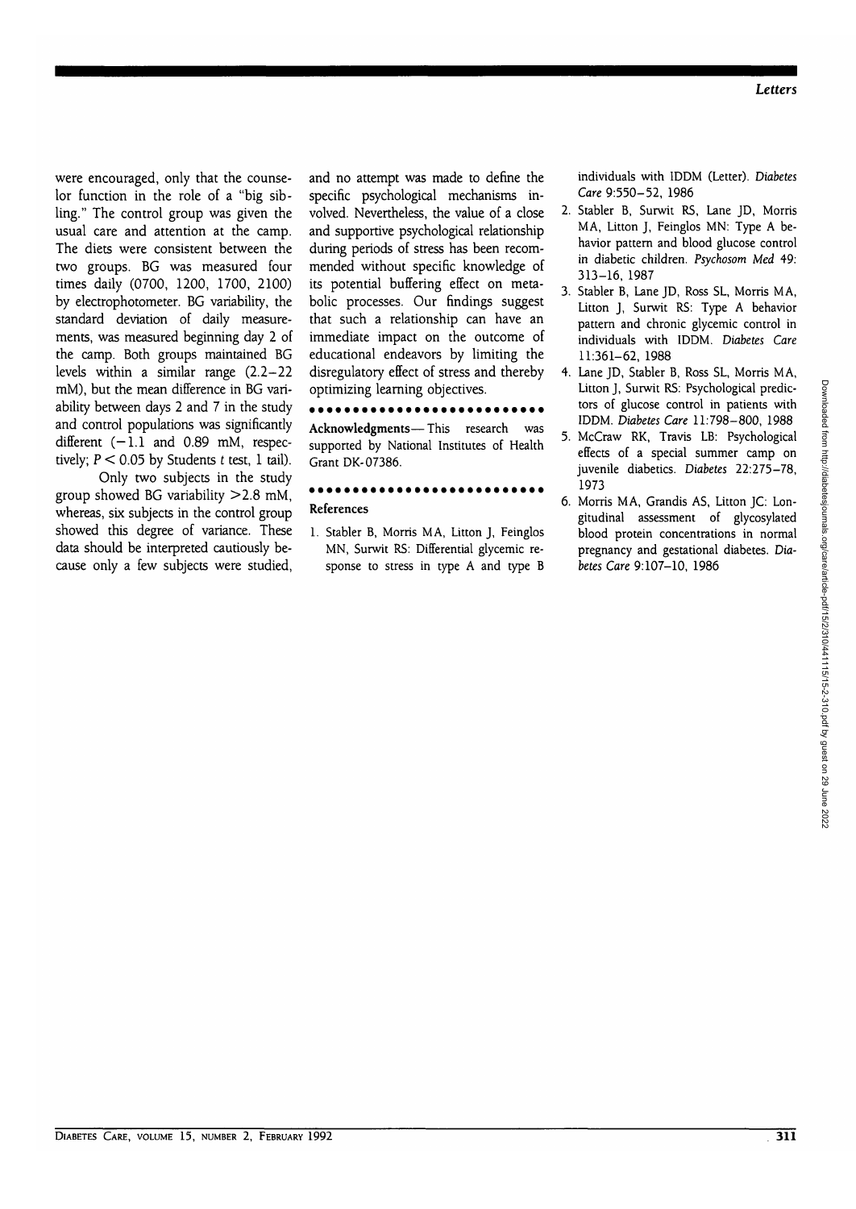were encouraged, only that the counselor function in the role of a "big sibling." The control group was given the usual care and attention at the camp. The diets were consistent between the two groups. BG was measured four times daily (0700, 1200, 1700, 2100) by electrophotometer. BG variability, the standard deviation of daily measurements, was measured beginning day 2 of the camp. Both groups maintained BG levels within a similar range (2.2–22 mM), but the mean difference in BG variability between days 2 and 7 in the study and control populations was significantly different (−1.1 and 0.89 mM, respectively; $P < 0.05$ by Students *t* test, 1 tail).

Only two subjects in the study group showed BG variability >2.8 mM, whereas, six subjects in the control group showed this degree of variance. These data should be interpreted cautiously because only a few subjects were studied, and no attempt was made to define the specific psychological mechanisms involved. Nevertheless, the value of a close and supportive psychological relationship during periods of stress has been recommended without specific knowledge of its potential buffering effect on metabolic processes. Our findings suggest that such a relationship can have an immediate impact on the outcome of educational endeavors by limiting the disregulatory effect of stress and thereby optimizing learning objectives.

**Acknowledgments**— This research was supported by National Institutes of Health Grant DK-07386.

## References

1. Stabler B, Morris MA, Litton J, Feinglos MN, Surwit RS: Differential glycemic response to stress in type A and type B individuals with IDDM (Letter). *Diabetes Care* 9:550–52, 1986
2. Stabler B, Surwit RS, Lane JD, Morris MA, Litton J, Feinglos MN: Type A behavior pattern and blood glucose control in diabetic children. *Psychosom Med* 49: 313–16, 1987
3. Stabler B, Lane JD, Ross SL, Morris MA, Litton J, Surwit RS: Type A behavior pattern and chronic glycemic control in individuals with IDDM. *Diabetes Care* 11:361–62, 1988
4. Lane JD, Stabler B, Ross SL, Morris MA, Litton J, Surwit RS: Psychological predictors of glucose control in patients with IDDM. *Diabetes Care* 11:798–800, 1988
5. McCraw RK, Travis LB: Psychological effects of a special summer camp on juvenile diabetics. *Diabetes* 22:275–78, 1973
6. Morris MA, Grandis AS, Litton JC: Longitudinal assessment of glycosylated blood protein concentrations in normal pregnancy and gestational diabetes. *Diabetes Care* 9:107–10, 1986